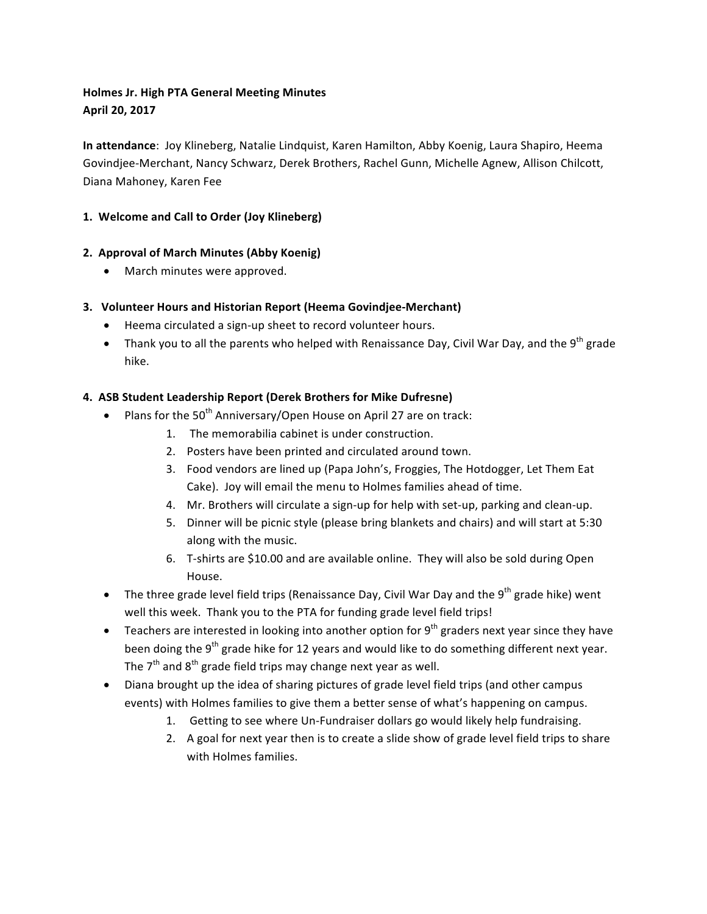**Holmes Jr. High PTA General Meeting Minutes**
**April 20, 2017**

**In attendance**: Joy Klineberg, Natalie Lindquist, Karen Hamilton, Abby Koenig, Laura Shapiro, Heema Govindjee-Merchant, Nancy Schwarz, Derek Brothers, Rachel Gunn, Michelle Agnew, Allison Chilcott, Diana Mahoney, Karen Fee

**1. Welcome and Call to Order (Joy Klineberg)**

**2. Approval of March Minutes (Abby Koenig)**

- March minutes were approved.

**3. Volunteer Hours and Historian Report (Heema Govindjee-Merchant)**

- Heema circulated a sign-up sheet to record volunteer hours.
- Thank you to all the parents who helped with Renaissance Day, Civil War Day, and the 9th grade hike.

**4. ASB Student Leadership Report (Derek Brothers for Mike Dufresne)**

- Plans for the 50th Anniversary/Open House on April 27 are on track:
    1. The memorabilia cabinet is under construction.
    2. Posters have been printed and circulated around town.
    3. Food vendors are lined up (Papa John's, Froggies, The Hotdogger, Let Them Eat Cake). Joy will email the menu to Holmes families ahead of time.
    4. Mr. Brothers will circulate a sign-up for help with set-up, parking and clean-up.
    5. Dinner will be picnic style (please bring blankets and chairs) and will start at 5:30 along with the music.
    6. T-shirts are $10.00 and are available online. They will also be sold during Open House.
- The three grade level field trips (Renaissance Day, Civil War Day and the 9th grade hike) went well this week. Thank you to the PTA for funding grade level field trips!
- Teachers are interested in looking into another option for 9th graders next year since they have been doing the 9th grade hike for 12 years and would like to do something different next year. The 7th and 8th grade field trips may change next year as well.
- Diana brought up the idea of sharing pictures of grade level field trips (and other campus events) with Holmes families to give them a better sense of what's happening on campus.
    1. Getting to see where Un-Fundraiser dollars go would likely help fundraising.
    2. A goal for next year then is to create a slide show of grade level field trips to share with Holmes families.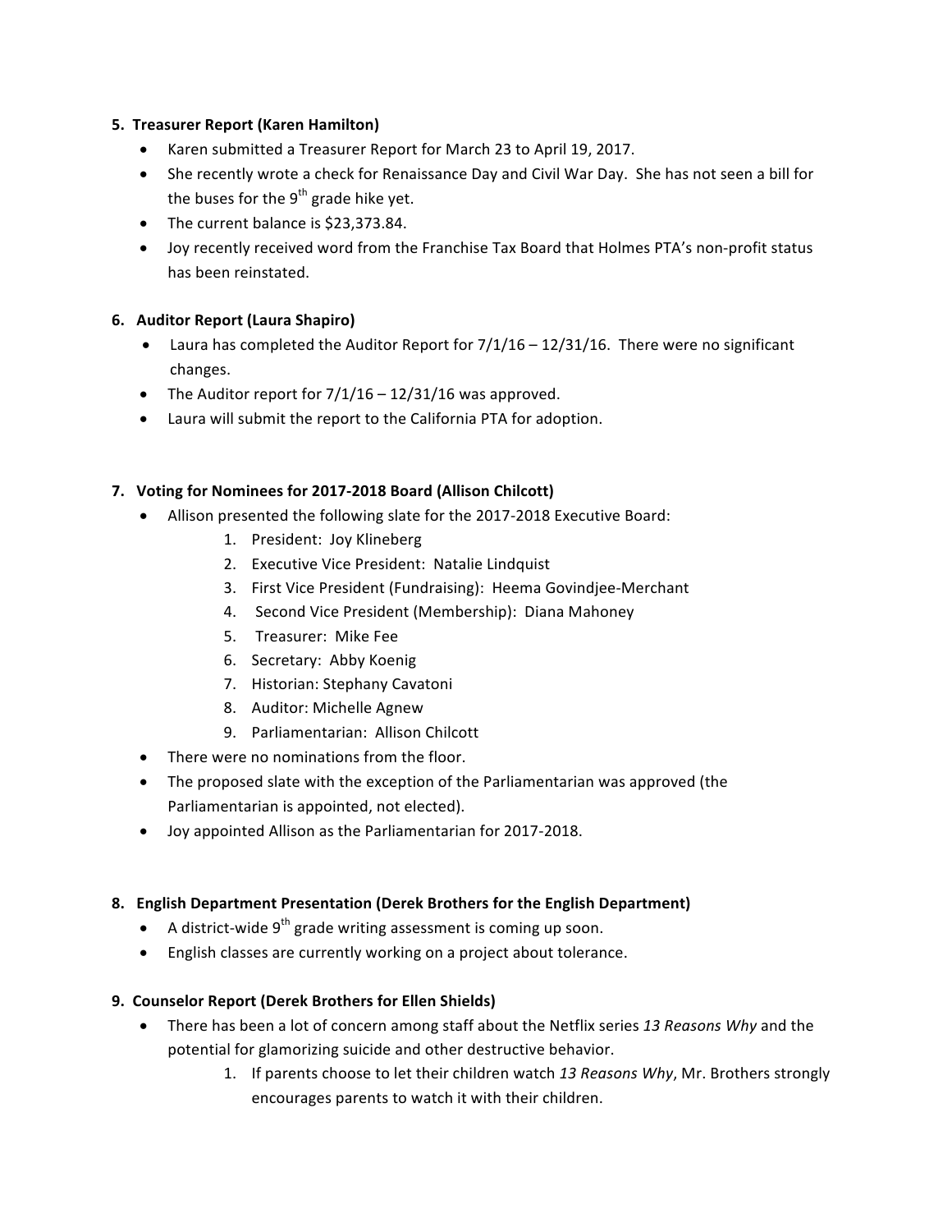**5. Treasurer Report (Karen Hamilton)**

- Karen submitted a Treasurer Report for March 23 to April 19, 2017.
- She recently wrote a check for Renaissance Day and Civil War Day. She has not seen a bill for the buses for the 9th grade hike yet.
- The current balance is $23,373.84.
- Joy recently received word from the Franchise Tax Board that Holmes PTA's non-profit status has been reinstated.

**6. Auditor Report (Laura Shapiro)**

- Laura has completed the Auditor Report for 7/1/16 – 12/31/16. There were no significant changes.
- The Auditor report for 7/1/16 – 12/31/16 was approved.
- Laura will submit the report to the California PTA for adoption.

**7. Voting for Nominees for 2017-2018 Board (Allison Chilcott)**

- Allison presented the following slate for the 2017-2018 Executive Board:
    1. President: Joy Klineberg
    2. Executive Vice President: Natalie Lindquist
    3. First Vice President (Fundraising): Heema Govindjee-Merchant
    4. Second Vice President (Membership): Diana Mahoney
    5. Treasurer: Mike Fee
    6. Secretary: Abby Koenig
    7. Historian: Stephany Cavatoni
    8. Auditor: Michelle Agnew
    9. Parliamentarian: Allison Chilcott
- There were no nominations from the floor.
- The proposed slate with the exception of the Parliamentarian was approved (the Parliamentarian is appointed, not elected).
- Joy appointed Allison as the Parliamentarian for 2017-2018.

**8. English Department Presentation (Derek Brothers for the English Department)**

- A district-wide 9th grade writing assessment is coming up soon.
- English classes are currently working on a project about tolerance.

**9. Counselor Report (Derek Brothers for Ellen Shields)**

- There has been a lot of concern among staff about the Netflix series *13 Reasons Why* and the potential for glamorizing suicide and other destructive behavior.
    1. If parents choose to let their children watch *13 Reasons Why*, Mr. Brothers strongly encourages parents to watch it with their children.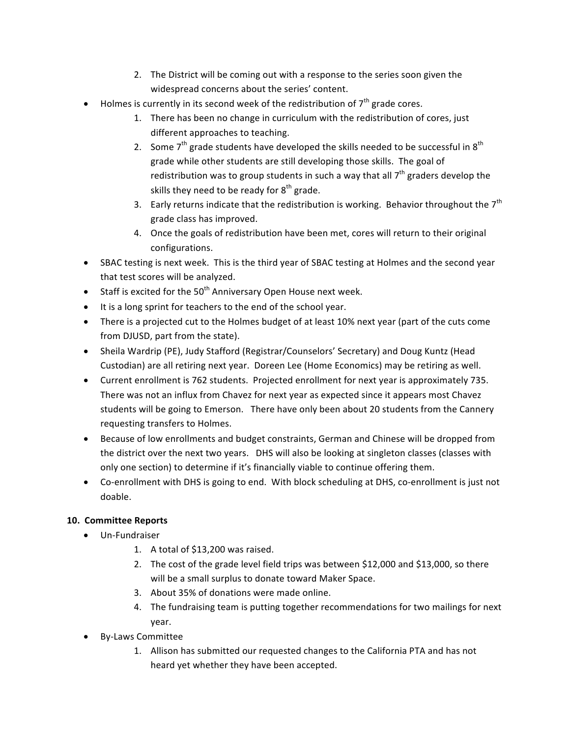2. The District will be coming out with a response to the series soon given the widespread concerns about the series' content.

- Holmes is currently in its second week of the redistribution of 7th grade cores.
  1. There has been no change in curriculum with the redistribution of cores, just different approaches to teaching.
  2. Some 7th grade students have developed the skills needed to be successful in 8th grade while other students are still developing those skills. The goal of redistribution was to group students in such a way that all 7th graders develop the skills they need to be ready for 8th grade.
  3. Early returns indicate that the redistribution is working. Behavior throughout the 7th grade class has improved.
  4. Once the goals of redistribution have been met, cores will return to their original configurations.
- SBAC testing is next week. This is the third year of SBAC testing at Holmes and the second year that test scores will be analyzed.
- Staff is excited for the 50th Anniversary Open House next week.
- It is a long sprint for teachers to the end of the school year.
- There is a projected cut to the Holmes budget of at least 10% next year (part of the cuts come from DJUSD, part from the state).
- Sheila Wardrip (PE), Judy Stafford (Registrar/Counselors' Secretary) and Doug Kuntz (Head Custodian) are all retiring next year. Doreen Lee (Home Economics) may be retiring as well.
- Current enrollment is 762 students. Projected enrollment for next year is approximately 735. There was not an influx from Chavez for next year as expected since it appears most Chavez students will be going to Emerson. There have only been about 20 students from the Cannery requesting transfers to Holmes.
- Because of low enrollments and budget constraints, German and Chinese will be dropped from the district over the next two years. DHS will also be looking at singleton classes (classes with only one section) to determine if it's financially viable to continue offering them.
- Co-enrollment with DHS is going to end. With block scheduling at DHS, co-enrollment is just not doable.

**10. Committee Reports**

- Un-Fundraiser
  1. A total of $13,200 was raised.
  2. The cost of the grade level field trips was between $12,000 and $13,000, so there will be a small surplus to donate toward Maker Space.
  3. About 35% of donations were made online.
  4. The fundraising team is putting together recommendations for two mailings for next year.
- By-Laws Committee
  1. Allison has submitted our requested changes to the California PTA and has not heard yet whether they have been accepted.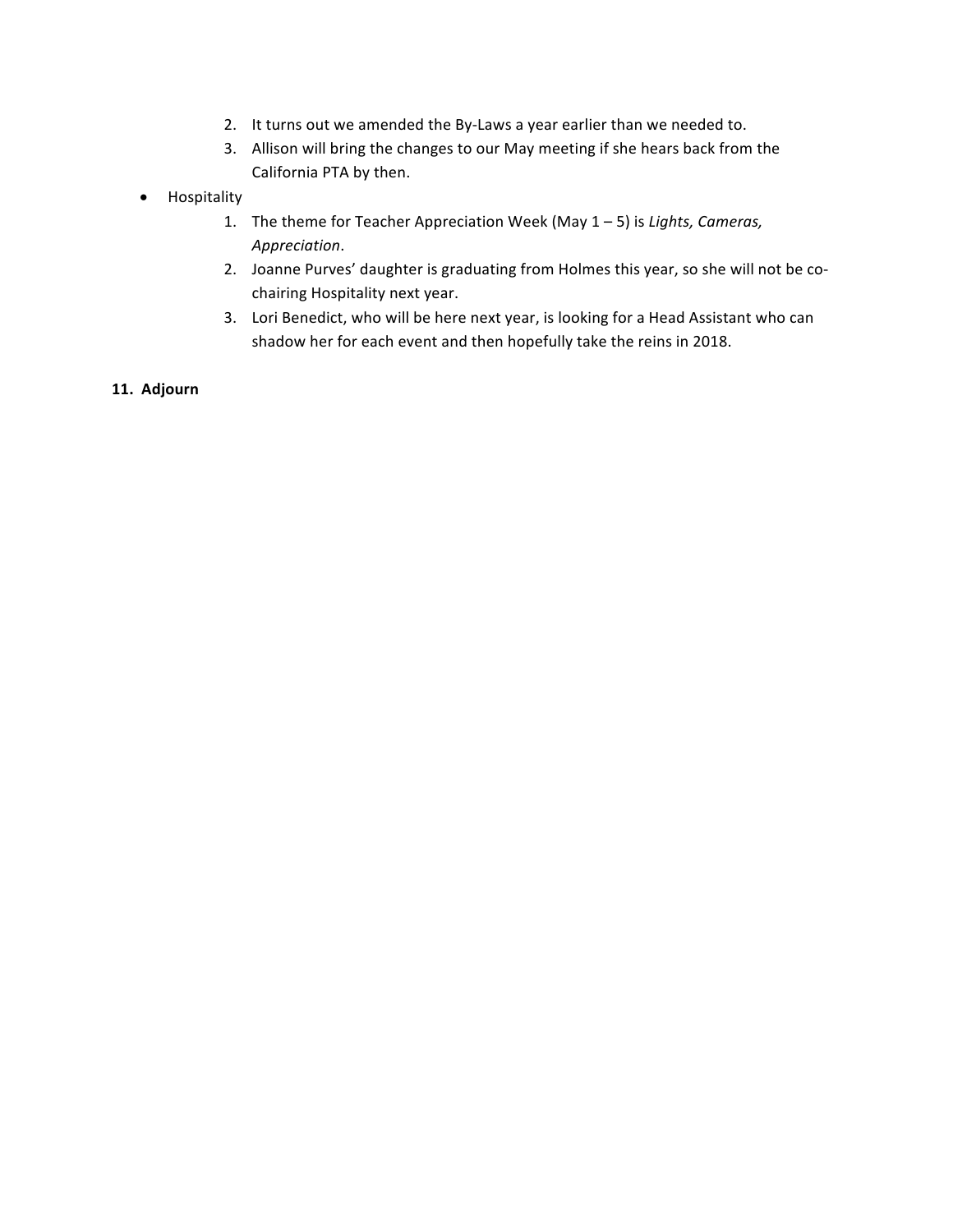2. It turns out we amended the By-Laws a year earlier than we needed to.
    3. Allison will bring the changes to our May meeting if she hears back from the California PTA by then.

- Hospitality
    1. The theme for Teacher Appreciation Week (May 1 – 5) is *Lights, Cameras, Appreciation*.
    2. Joanne Purves' daughter is graduating from Holmes this year, so she will not be co-chairing Hospitality next year.
    3. Lori Benedict, who will be here next year, is looking for a Head Assistant who can shadow her for each event and then hopefully take the reins in 2018.

**11. Adjourn**